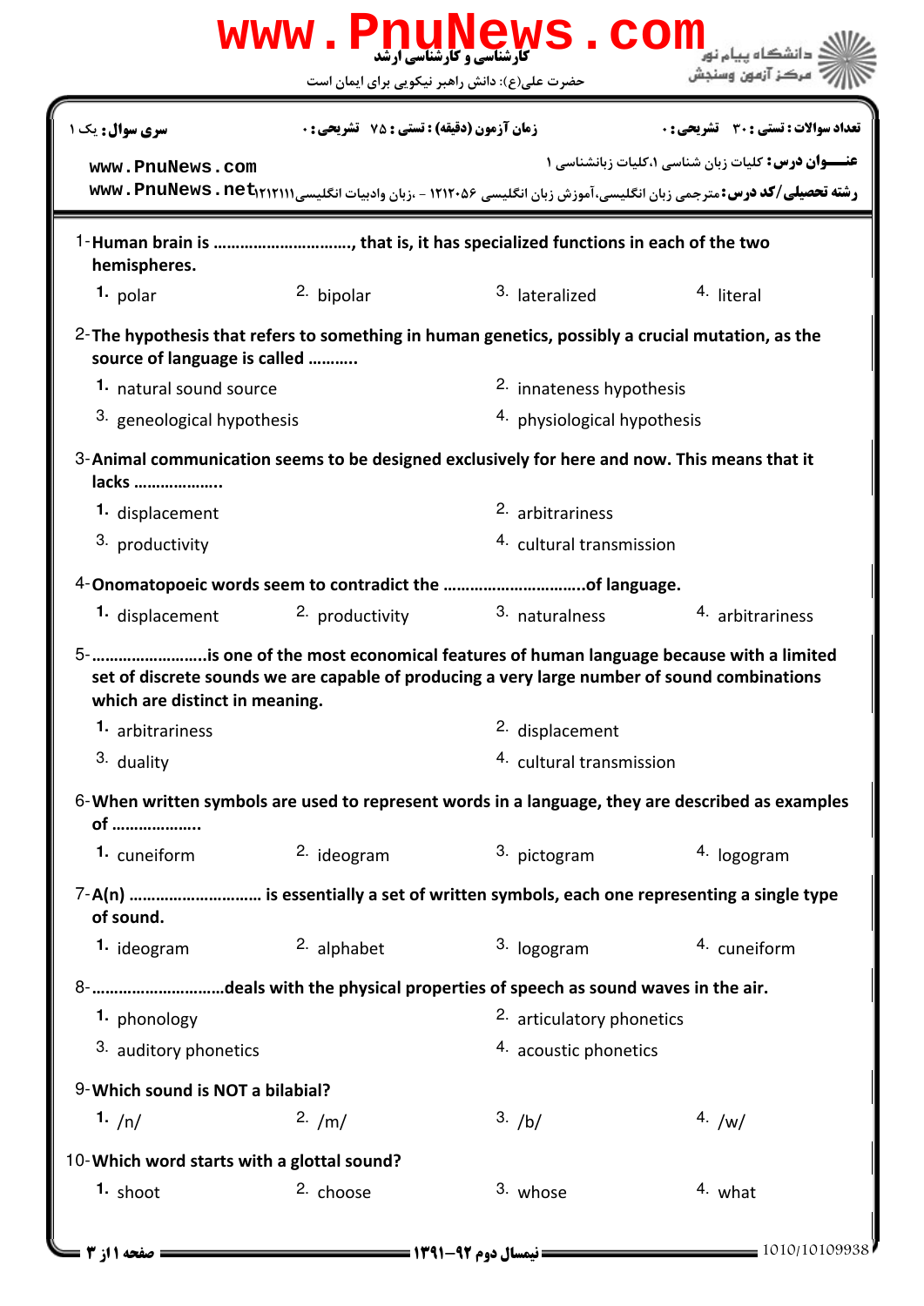# www.PnuNews.com

کارشناسی و کارشناسی ارشد

دانشگاه پیام نور
مرکز آزمون وسنجش

حضرت علی(ع): دانش راهبر نیکویی برای ایمان است

**تعداد سوالات : تستی : ۳۰ تشریحی : ۰** | **زمان آزمون (دقیقه) : تستی : ۷۵ تشریحی : ۰** | **سری سوال : یک ۱**

**عنـــوان درس:** کلیات زبان شناسی ۱،کلیات زبانشناسی ۱

**رشته تحصیلی/کد درس:** مترجمی زبان انگلیسی،آموزش زبان انگلیسی ۱۲۱۲۰۵۶ - ،زبان وادبیات انگلیسی۱۲۱۲۱۱۱

www.PnuNews.com
www.PnuNews.net

1- **Human brain is ………………………., that is, it has specialized functions in each of the two hemispheres.**

1. polar
2. bipolar
3. lateralized
4. literal

2- **The hypothesis that refers to something in human genetics, possibly a crucial mutation, as the source of language is called ……….**

1. natural sound source
2. innateness hypothesis
3. geneological hypothesis
4. physiological hypothesis

3- **Animal communication seems to be designed exclusively for here and now. This means that it lacks ………………..**

1. displacement
2. arbitrariness
3. productivity
4. cultural transmission

4- **Onomatopoeic words seem to contradict the …………………………..of language.**

1. displacement
2. productivity
3. naturalness
4. arbitrariness

5- **……………………..is one of the most economical features of human language because with a limited set of discrete sounds we are capable of producing a very large number of sound combinations which are distinct in meaning.**

1. arbitrariness
2. displacement
3. duality
4. cultural transmission

6- **When written symbols are used to represent words in a language, they are described as examples of ………………..**

1. cuneiform
2. ideogram
3. pictogram
4. logogram

7- **A(n) ………………………… is essentially a set of written symbols, each one representing a single type of sound.**

1. ideogram
2. alphabet
3. logogram
4. cuneiform

8- **………………………deals with the physical properties of speech as sound waves in the air.**

1. phonology
2. articulatory phonetics
3. auditory phonetics
4. acoustic phonetics

9- **Which sound is NOT a bilabial?**

1. /n/
2. /m/
3. /b/
4. /w/

10- **Which word starts with a glottal sound?**

1. shoot
2. choose
3. whose
4. what

نیمسال دوم ۹۲-۱۳۹۱

1010/10109938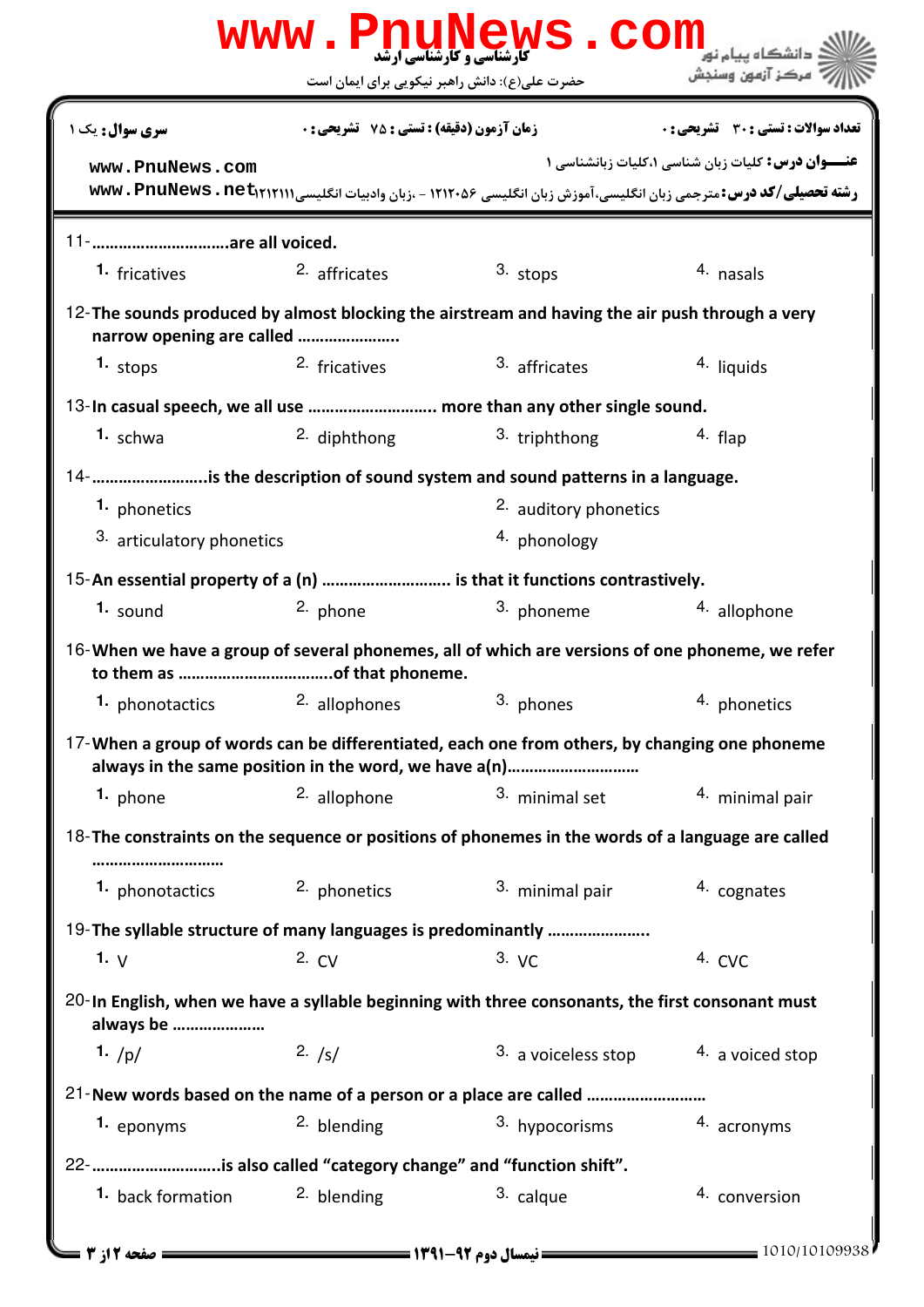| سری سوال: یک ۱ | زمان آزمون (دقیقه) : تستی : ۷۵ تشریحی : ۰ | تعداد سوالات : تستی : ۳۰ تشریحی : ۰ |
|---|---|---|

**عنـــوان درس:** کلیات زبان شناسی ۱،کلیات زبانشناسی ۱

**رشته تحصیلی/کد درس:** مترجمی زبان انگلیسی،آموزش زبان انگلیسی ۱۲۱۲۰۵۶ - ،زبان وادبیات انگلیسی۱۲۱۲۱۱۱

11-..............................are all voiced.

1. fricatives 2. affricates 3. stops 4. nasals

12-The sounds produced by almost blocking the airstream and having the air push through a very narrow opening are called ......................

1. stops 2. fricatives 3. affricates 4. liquids

13-In casual speech, we all use ............................ more than any other single sound.

1. schwa 2. diphthong 3. triphthong 4. flap

14-.........................is the description of sound system and sound patterns in a language.

1. phonetics 2. auditory phonetics
3. articulatory phonetics 4. phonology

15-An essential property of a (n) ............................ is that it functions contrastively.

1. sound 2. phone 3. phoneme 4. allophone

16-When we have a group of several phonemes, all of which are versions of one phoneme, we refer to them as ..................................of that phoneme.

1. phonotactics 2. allophones 3. phones 4. phonetics

17-When a group of words can be differentiated, each one from others, by changing one phoneme always in the same position in the word, we have a(n).............................

1. phone 2. allophone 3. minimal set 4. minimal pair

18-The constraints on the sequence or positions of phonemes in the words of a language are called .............................

1. phonotactics 2. phonetics 3. minimal pair 4. cognates

19-The syllable structure of many languages is predominantly ......................

1. V 2. CV 3. VC 4. CVC

20-In English, when we have a syllable beginning with three consonants, the first consonant must always be ....................

1. /p/ 2. /s/ 3. a voiceless stop 4. a voiced stop

21-New words based on the name of a person or a place are called ..........................

1. eponyms 2. blending 3. hypocorisms 4. acronyms

22-............................is also called “category change” and “function shift”.

1. back formation 2. blending 3. calque 4. conversion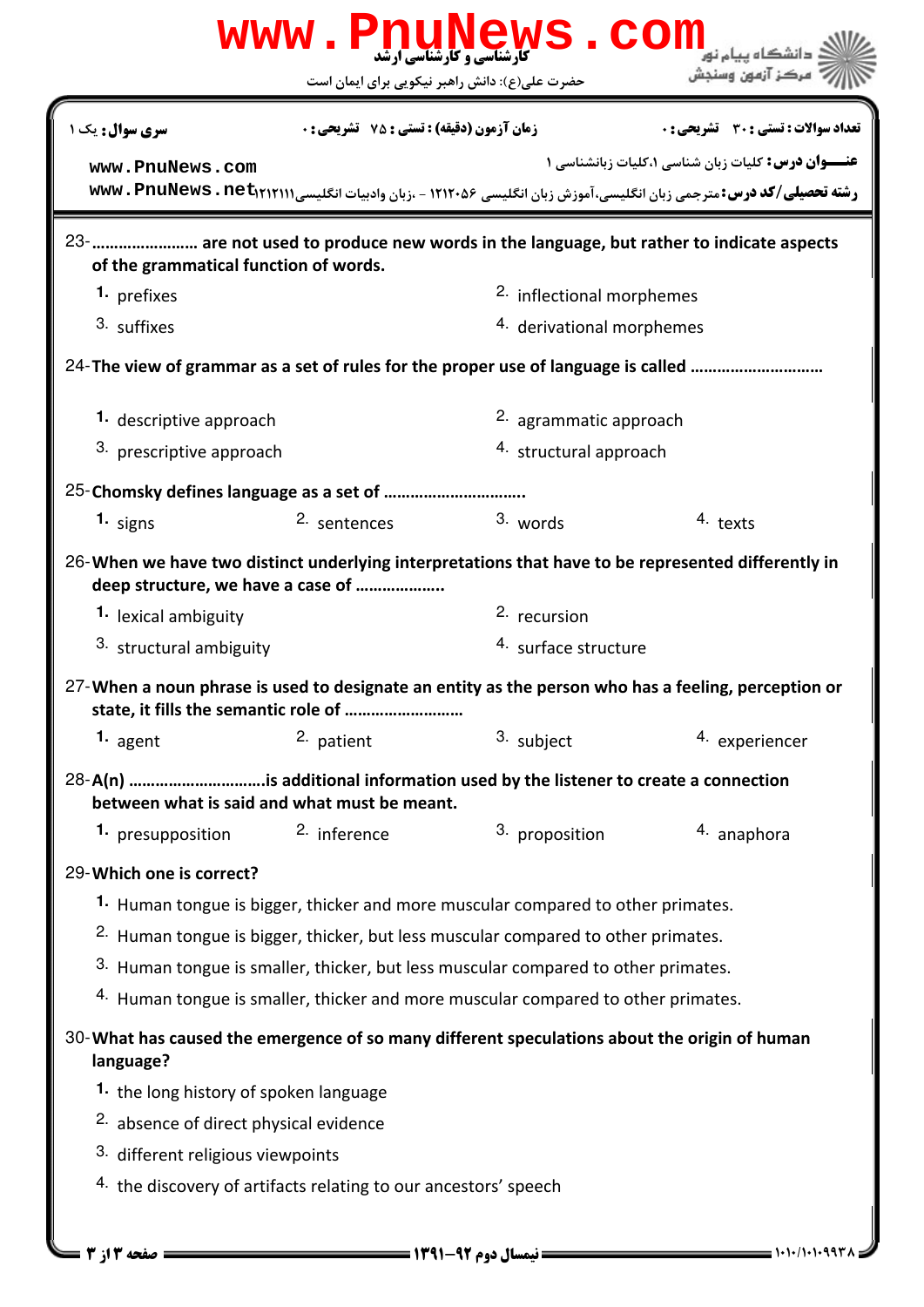23- ……………………. are not used to produce new words in the language, but rather to indicate aspects of the grammatical function of words.

1. prefixes
2. inflectional morphemes
3. suffixes
4. derivational morphemes

24- The view of grammar as a set of rules for the proper use of language is called ……………………….

1. descriptive approach
2. agrammatic approach
3. prescriptive approach
4. structural approach

25- Chomsky defines language as a set of ………………………….

1. signs
2. sentences
3. words
4. texts

26- When we have two distinct underlying interpretations that have to be represented differently in deep structure, we have a case of ………………..

1. lexical ambiguity
2. recursion
3. structural ambiguity
4. surface structure

27- When a noun phrase is used to designate an entity as the person who has a feeling, perception or state, it fills the semantic role of ……………………..

1. agent
2. patient
3. subject
4. experiencer

28- A(n) …………………………is additional information used by the listener to create a connection between what is said and what must be meant.

1. presupposition
2. inference
3. proposition
4. anaphora

29- Which one is correct?

1. Human tongue is bigger, thicker and more muscular compared to other primates.
2. Human tongue is bigger, thicker, but less muscular compared to other primates.
3. Human tongue is smaller, thicker, but less muscular compared to other primates.
4. Human tongue is smaller, thicker and more muscular compared to other primates.

30- What has caused the emergence of so many different speculations about the origin of human language?

1. the long history of spoken language
2. absence of direct physical evidence
3. different religious viewpoints
4. the discovery of artifacts relating to our ancestors' speech